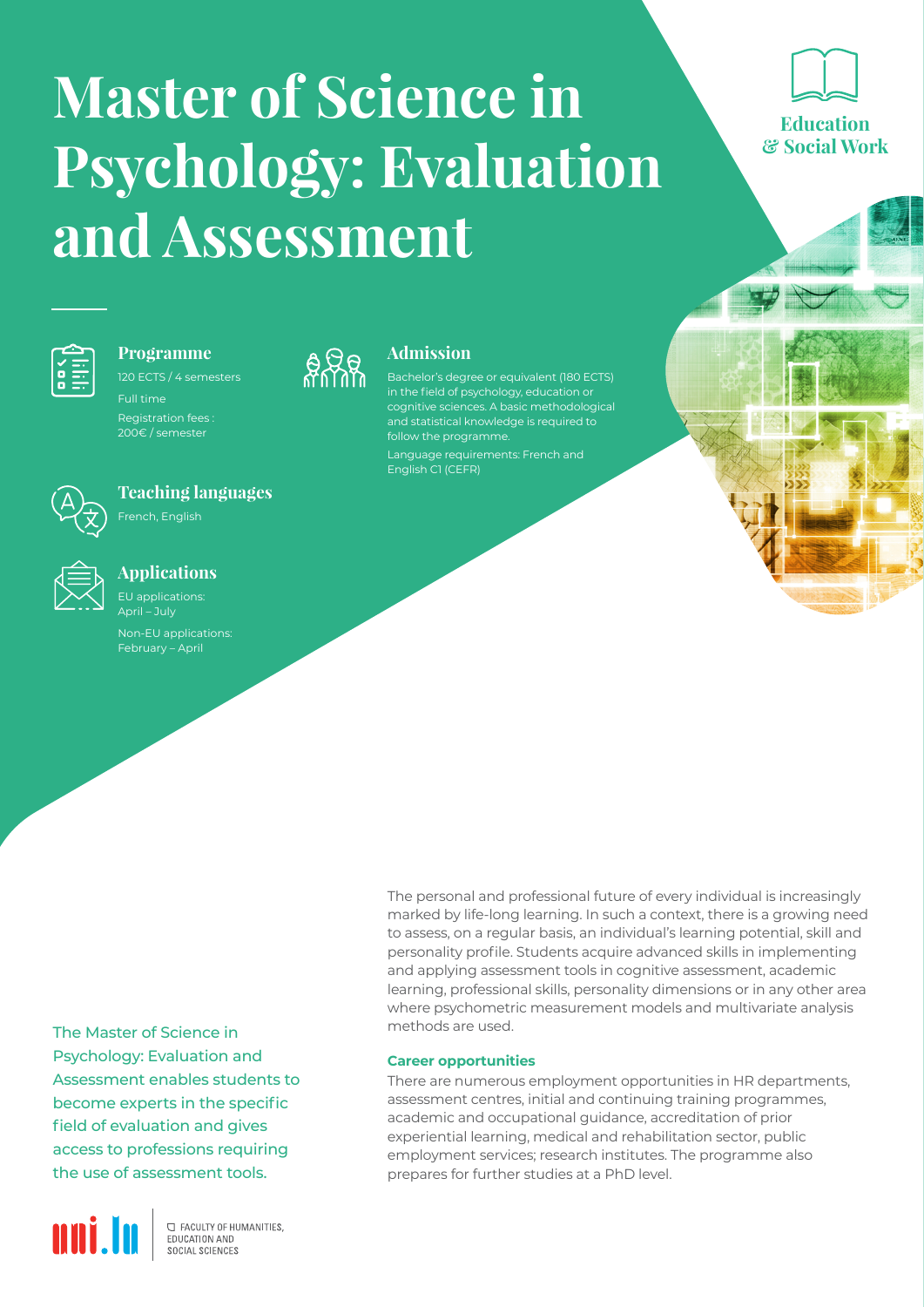# Master of Science in Psychology: Evaluation and Assessment

Education & Social Work

## Programme

120 ECTS / 4 semesters

Full time

Registration fees : 200€ / semester

## Admission

Bachelor's degree or equivalent (180 ECTS) in the field of psychology, education or cognitive sciences. A basic methodological and statistical knowledge is required to follow the programme.

Language requirements: French and English C1 (CEFR)

## Teaching languages

French, English

## Applications

EU applications: April – July

Non-EU applications: February – April

The Master of Science in Psychology: Evaluation and Assessment enables students to become experts in the specific field of evaluation and gives access to professions requiring the use of assessment tools.

The personal and professional future of every individual is increasingly marked by life-long learning. In such a context, there is a growing need to assess, on a regular basis, an individual's learning potential, skill and personality profile. Students acquire advanced skills in implementing and applying assessment tools in cognitive assessment, academic learning, professional skills, personality dimensions or in any other area where psychometric measurement models and multivariate analysis methods are used.

**Career opportunities**

There are numerous employment opportunities in HR departments, assessment centres, initial and continuing training programmes, academic and occupational guidance, accreditation of prior experiential learning, medical and rehabilitation sector, public employment services; research institutes. The programme also prepares for further studies at a PhD level.

uni.lu — FACULTY OF HUMANITIES, EDUCATION AND SOCIAL SCIENCES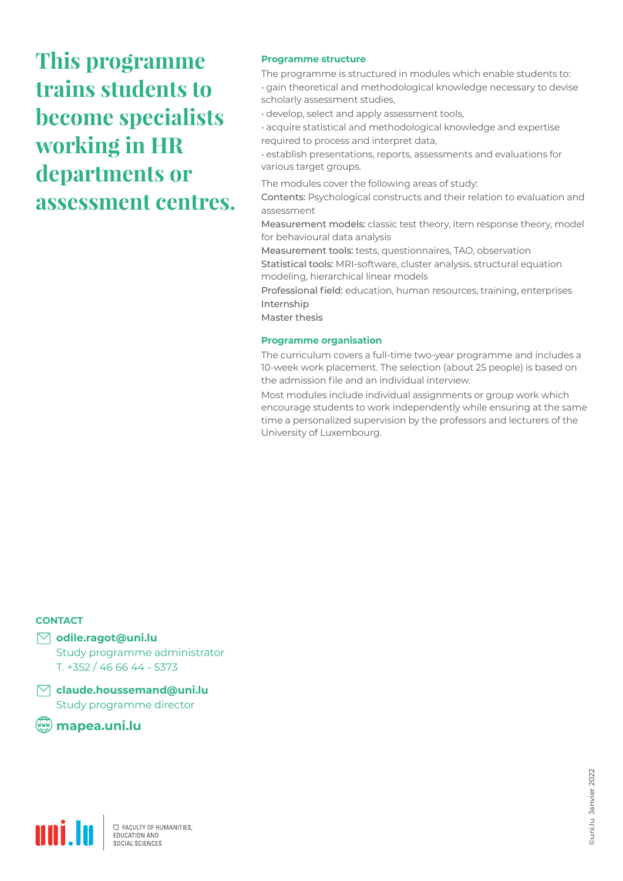# This programme trains students to become specialists working in HR departments or assessment centres.

## Programme structure

The programme is structured in modules which enable students to:
- gain theoretical and methodological knowledge necessary to devise scholarly assessment studies,
- develop, select and apply assessment tools,
- acquire statistical and methodological knowledge and expertise required to process and interpret data,
- establish presentations, reports, assessments and evaluations for various target groups.

The modules cover the following areas of study:

Contents: Psychological constructs and their relation to evaluation and assessment

Measurement models: classic test theory, item response theory, model for behavioural data analysis

Measurement tools: tests, questionnaires, TAO, observation

Statistical tools: MRI-software, cluster analysis, structural equation modeling, hierarchical linear models

Professional field: education, human resources, training, enterprises

Internship

Master thesis

## Programme organisation

The curriculum covers a full-time two-year programme and includes a 10-week work placement. The selection (about 25 people) is based on the admission file and an individual interview.

Most modules include individual assignments or group work which encourage students to work independently while ensuring at the same time a personalized supervision by the professors and lecturers of the University of Luxembourg.

## CONTACT

**odile.ragot@uni.lu**
Study programme administrator
T. +352 / 46 66 44 - 5373

**claude.houssemand@uni.lu**
Study programme director

**mapea.uni.lu**

uni.lu — FACULTY OF HUMANITIES, EDUCATION AND SOCIAL SCIENCES

©uni.lu Janvier 2022